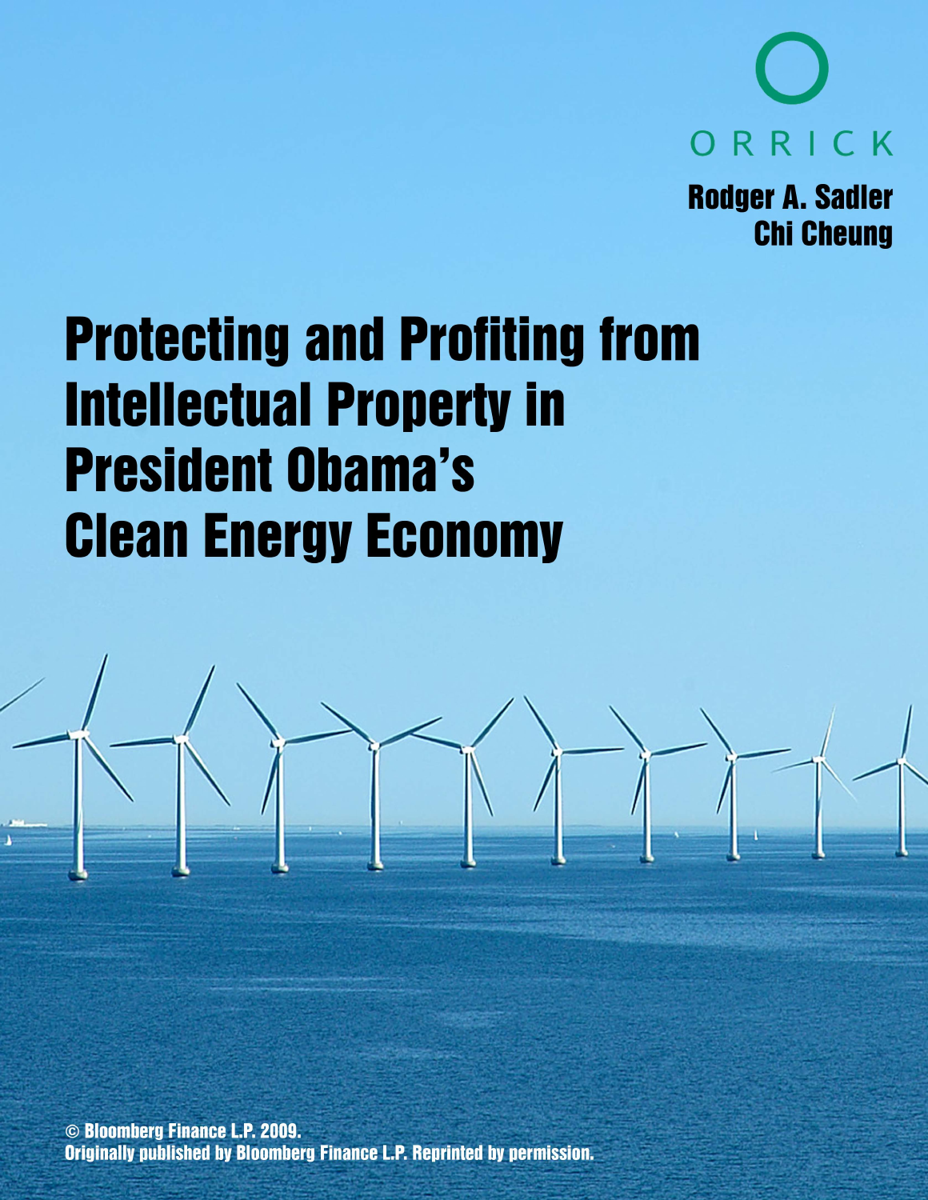ORRICK

Rodger A. Sadler
Chi Cheung

# Protecting and Profiting from Intellectual Property in President Obama's Clean Energy Economy

© Bloomberg Finance L.P. 2009.
Originally published by Bloomberg Finance L.P. Reprinted by permission.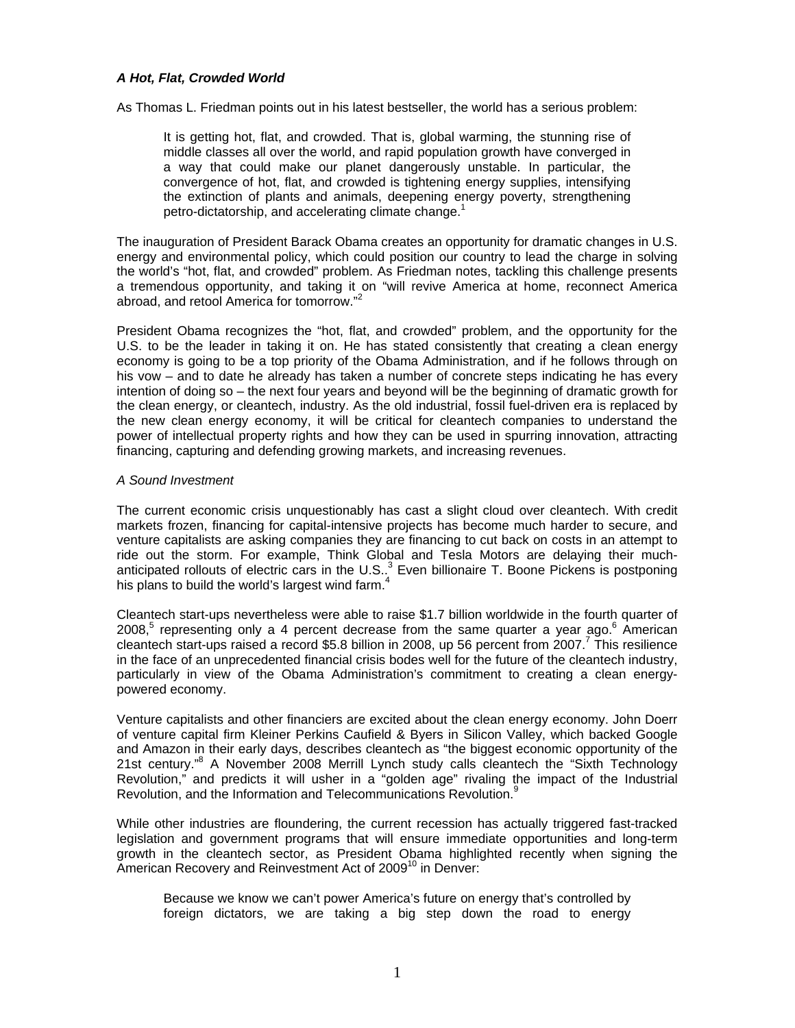### *A Hot, Flat, Crowded World*

As Thomas L. Friedman points out in his latest bestseller, the world has a serious problem:

> It is getting hot, flat, and crowded. That is, global warming, the stunning rise of middle classes all over the world, and rapid population growth have converged in a way that could make our planet dangerously unstable. In particular, the convergence of hot, flat, and crowded is tightening energy supplies, intensifying the extinction of plants and animals, deepening energy poverty, strengthening petro-dictatorship, and accelerating climate change.[1]

The inauguration of President Barack Obama creates an opportunity for dramatic changes in U.S. energy and environmental policy, which could position our country to lead the charge in solving the world's "hot, flat, and crowded" problem. As Friedman notes, tackling this challenge presents a tremendous opportunity, and taking it on "will revive America at home, reconnect America abroad, and retool America for tomorrow."[2]

President Obama recognizes the "hot, flat, and crowded" problem, and the opportunity for the U.S. to be the leader in taking it on. He has stated consistently that creating a clean energy economy is going to be a top priority of the Obama Administration, and if he follows through on his vow – and to date he already has taken a number of concrete steps indicating he has every intention of doing so – the next four years and beyond will be the beginning of dramatic growth for the clean energy, or cleantech, industry. As the old industrial, fossil fuel-driven era is replaced by the new clean energy economy, it will be critical for cleantech companies to understand the power of intellectual property rights and how they can be used in spurring innovation, attracting financing, capturing and defending growing markets, and increasing revenues.

### *A Sound Investment*

The current economic crisis unquestionably has cast a slight cloud over cleantech. With credit markets frozen, financing for capital-intensive projects has become much harder to secure, and venture capitalists are asking companies they are financing to cut back on costs in an attempt to ride out the storm. For example, Think Global and Tesla Motors are delaying their much-anticipated rollouts of electric cars in the U.S..[3] Even billionaire T. Boone Pickens is postponing his plans to build the world's largest wind farm.[4]

Cleantech start-ups nevertheless were able to raise $1.7 billion worldwide in the fourth quarter of 2008,[5] representing only a 4 percent decrease from the same quarter a year ago.[6] American cleantech start-ups raised a record $5.8 billion in 2008, up 56 percent from 2007.[7] This resilience in the face of an unprecedented financial crisis bodes well for the future of the cleantech industry, particularly in view of the Obama Administration's commitment to creating a clean energy-powered economy.

Venture capitalists and other financiers are excited about the clean energy economy. John Doerr of venture capital firm Kleiner Perkins Caufield & Byers in Silicon Valley, which backed Google and Amazon in their early days, describes cleantech as "the biggest economic opportunity of the 21st century."[8] A November 2008 Merrill Lynch study calls cleantech the "Sixth Technology Revolution," and predicts it will usher in a "golden age" rivaling the impact of the Industrial Revolution, and the Information and Telecommunications Revolution.[9]

While other industries are floundering, the current recession has actually triggered fast-tracked legislation and government programs that will ensure immediate opportunities and long-term growth in the cleantech sector, as President Obama highlighted recently when signing the American Recovery and Reinvestment Act of 2009[10] in Denver:

> Because we know we can't power America's future on energy that's controlled by foreign dictators, we are taking a big step down the road to energy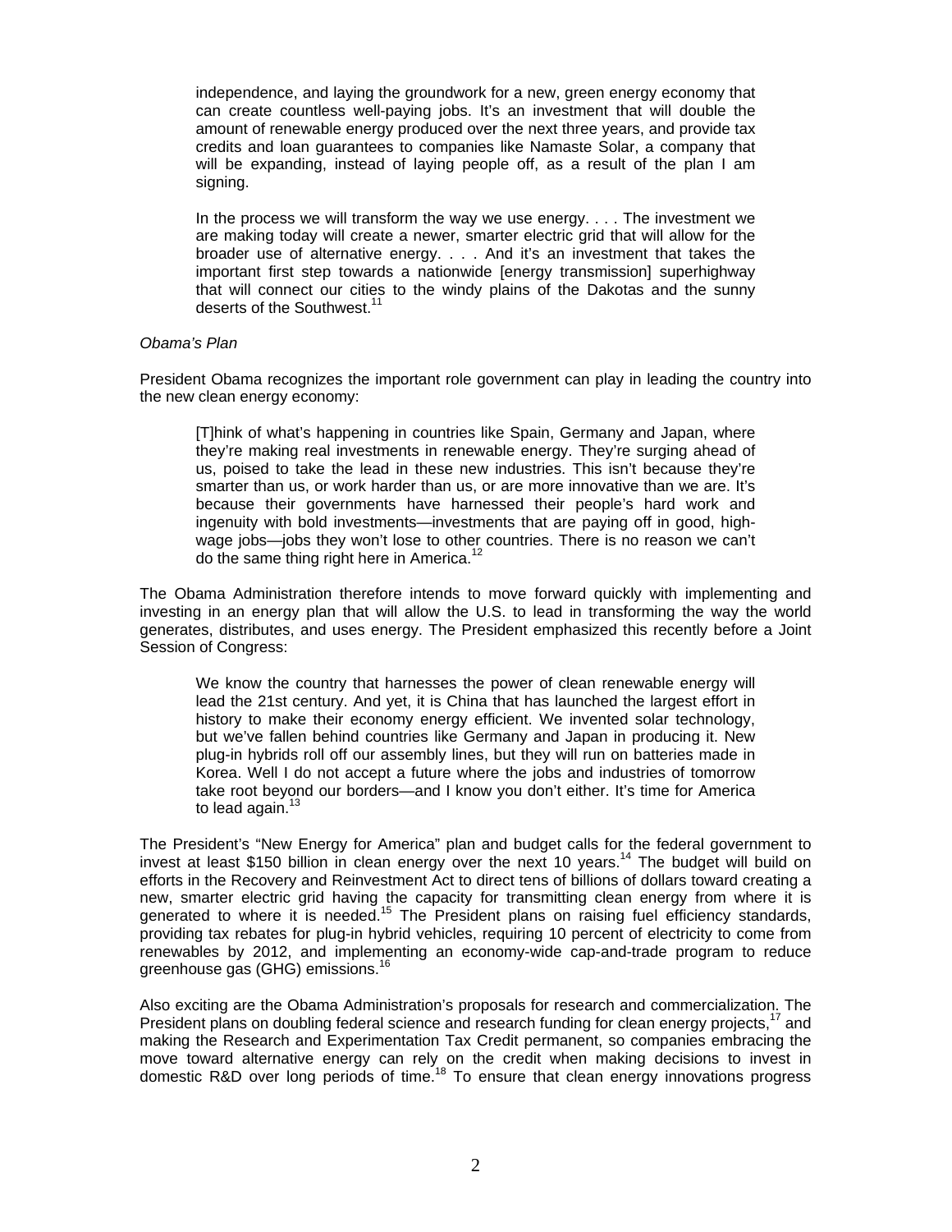> independence, and laying the groundwork for a new, green energy economy that can create countless well-paying jobs. It's an investment that will double the amount of renewable energy produced over the next three years, and provide tax credits and loan guarantees to companies like Namaste Solar, a company that will be expanding, instead of laying people off, as a result of the plan I am signing.
>
> In the process we will transform the way we use energy. . . . The investment we are making today will create a newer, smarter electric grid that will allow for the broader use of alternative energy. . . . And it's an investment that takes the important first step towards a nationwide [energy transmission] superhighway that will connect our cities to the windy plains of the Dakotas and the sunny deserts of the Southwest.[11]

*Obama's Plan*

President Obama recognizes the important role government can play in leading the country into the new clean energy economy:

> [T]hink of what's happening in countries like Spain, Germany and Japan, where they're making real investments in renewable energy. They're surging ahead of us, poised to take the lead in these new industries. This isn't because they're smarter than us, or work harder than us, or are more innovative than we are. It's because their governments have harnessed their people's hard work and ingenuity with bold investments—investments that are paying off in good, high-wage jobs—jobs they won't lose to other countries. There is no reason we can't do the same thing right here in America.[12]

The Obama Administration therefore intends to move forward quickly with implementing and investing in an energy plan that will allow the U.S. to lead in transforming the way the world generates, distributes, and uses energy. The President emphasized this recently before a Joint Session of Congress:

> We know the country that harnesses the power of clean renewable energy will lead the 21st century. And yet, it is China that has launched the largest effort in history to make their economy energy efficient. We invented solar technology, but we've fallen behind countries like Germany and Japan in producing it. New plug-in hybrids roll off our assembly lines, but they will run on batteries made in Korea. Well I do not accept a future where the jobs and industries of tomorrow take root beyond our borders—and I know you don't either. It's time for America to lead again.[13]

The President's "New Energy for America" plan and budget calls for the federal government to invest at least $150 billion in clean energy over the next 10 years.[14] The budget will build on efforts in the Recovery and Reinvestment Act to direct tens of billions of dollars toward creating a new, smarter electric grid having the capacity for transmitting clean energy from where it is generated to where it is needed.[15] The President plans on raising fuel efficiency standards, providing tax rebates for plug-in hybrid vehicles, requiring 10 percent of electricity to come from renewables by 2012, and implementing an economy-wide cap-and-trade program to reduce greenhouse gas (GHG) emissions.[16]

Also exciting are the Obama Administration's proposals for research and commercialization. The President plans on doubling federal science and research funding for clean energy projects,[17] and making the Research and Experimentation Tax Credit permanent, so companies embracing the move toward alternative energy can rely on the credit when making decisions to invest in domestic R&D over long periods of time.[18] To ensure that clean energy innovations progress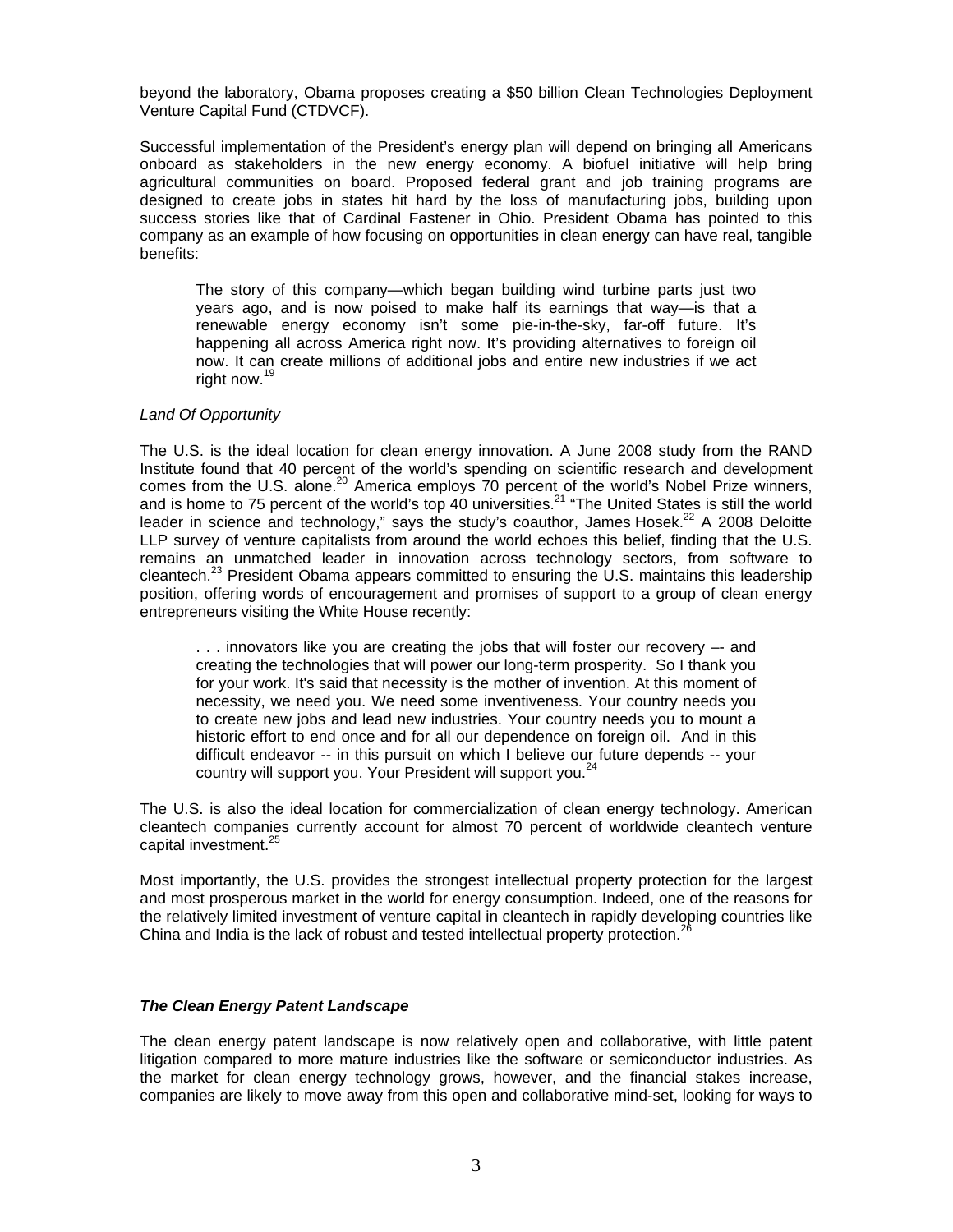beyond the laboratory, Obama proposes creating a $50 billion Clean Technologies Deployment Venture Capital Fund (CTDVCF).

Successful implementation of the President's energy plan will depend on bringing all Americans onboard as stakeholders in the new energy economy. A biofuel initiative will help bring agricultural communities on board. Proposed federal grant and job training programs are designed to create jobs in states hit hard by the loss of manufacturing jobs, building upon success stories like that of Cardinal Fastener in Ohio. President Obama has pointed to this company as an example of how focusing on opportunities in clean energy can have real, tangible benefits:

> The story of this company—which began building wind turbine parts just two years ago, and is now poised to make half its earnings that way—is that a renewable energy economy isn't some pie-in-the-sky, far-off future. It's happening all across America right now. It's providing alternatives to foreign oil now. It can create millions of additional jobs and entire new industries if we act right now.[19]

*Land Of Opportunity*

The U.S. is the ideal location for clean energy innovation. A June 2008 study from the RAND Institute found that 40 percent of the world's spending on scientific research and development comes from the U.S. alone.[20] America employs 70 percent of the world's Nobel Prize winners, and is home to 75 percent of the world's top 40 universities.[21] "The United States is still the world leader in science and technology," says the study's coauthor, James Hosek.[22] A 2008 Deloitte LLP survey of venture capitalists from around the world echoes this belief, finding that the U.S. remains an unmatched leader in innovation across technology sectors, from software to cleantech.[23] President Obama appears committed to ensuring the U.S. maintains this leadership position, offering words of encouragement and promises of support to a group of clean energy entrepreneurs visiting the White House recently:

> . . . innovators like you are creating the jobs that will foster our recovery –- and creating the technologies that will power our long-term prosperity. So I thank you for your work. It's said that necessity is the mother of invention. At this moment of necessity, we need you. We need some inventiveness. Your country needs you to create new jobs and lead new industries. Your country needs you to mount a historic effort to end once and for all our dependence on foreign oil. And in this difficult endeavor -- in this pursuit on which I believe our future depends -- your country will support you. Your President will support you.[24]

The U.S. is also the ideal location for commercialization of clean energy technology. American cleantech companies currently account for almost 70 percent of worldwide cleantech venture capital investment.[25]

Most importantly, the U.S. provides the strongest intellectual property protection for the largest and most prosperous market in the world for energy consumption. Indeed, one of the reasons for the relatively limited investment of venture capital in cleantech in rapidly developing countries like China and India is the lack of robust and tested intellectual property protection.[26]

### ***The Clean Energy Patent Landscape***

The clean energy patent landscape is now relatively open and collaborative, with little patent litigation compared to more mature industries like the software or semiconductor industries. As the market for clean energy technology grows, however, and the financial stakes increase, companies are likely to move away from this open and collaborative mind-set, looking for ways to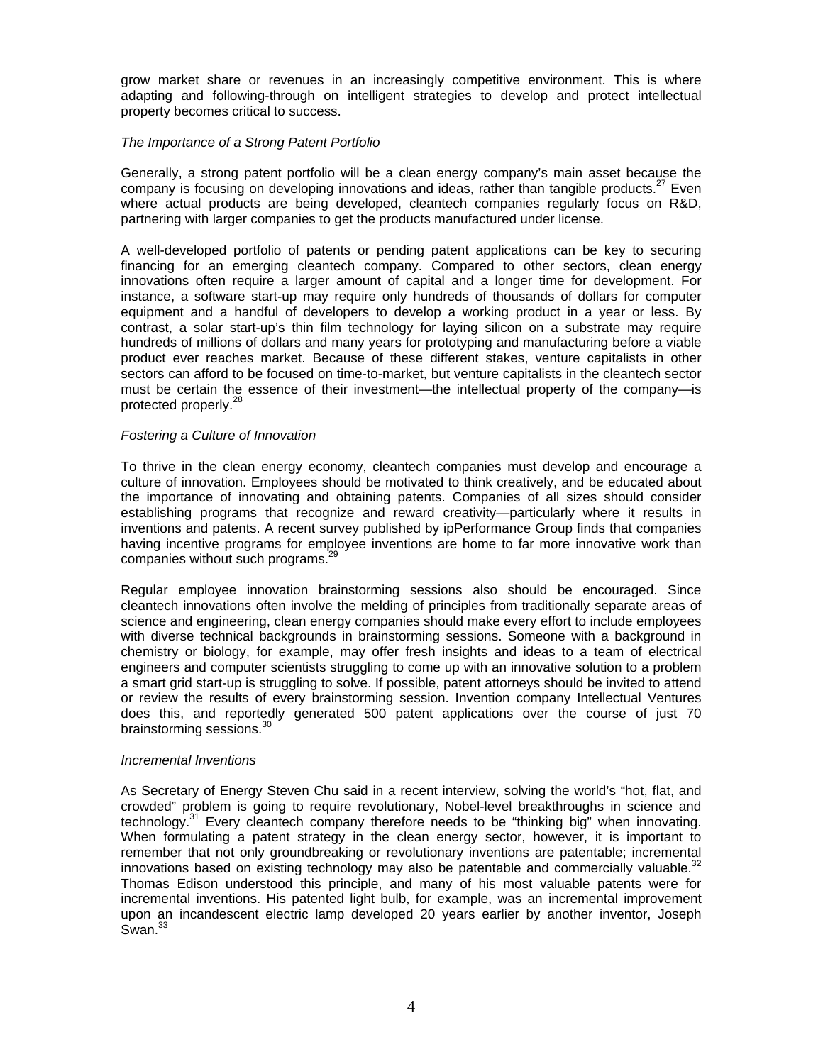grow market share or revenues in an increasingly competitive environment. This is where adapting and following-through on intelligent strategies to develop and protect intellectual property becomes critical to success.

*The Importance of a Strong Patent Portfolio*

Generally, a strong patent portfolio will be a clean energy company's main asset because the company is focusing on developing innovations and ideas, rather than tangible products.[27] Even where actual products are being developed, cleantech companies regularly focus on R&D, partnering with larger companies to get the products manufactured under license.

A well-developed portfolio of patents or pending patent applications can be key to securing financing for an emerging cleantech company. Compared to other sectors, clean energy innovations often require a larger amount of capital and a longer time for development. For instance, a software start-up may require only hundreds of thousands of dollars for computer equipment and a handful of developers to develop a working product in a year or less. By contrast, a solar start-up's thin film technology for laying silicon on a substrate may require hundreds of millions of dollars and many years for prototyping and manufacturing before a viable product ever reaches market. Because of these different stakes, venture capitalists in other sectors can afford to be focused on time-to-market, but venture capitalists in the cleantech sector must be certain the essence of their investment—the intellectual property of the company—is protected properly.[28]

*Fostering a Culture of Innovation*

To thrive in the clean energy economy, cleantech companies must develop and encourage a culture of innovation. Employees should be motivated to think creatively, and be educated about the importance of innovating and obtaining patents. Companies of all sizes should consider establishing programs that recognize and reward creativity—particularly where it results in inventions and patents. A recent survey published by ipPerformance Group finds that companies having incentive programs for employee inventions are home to far more innovative work than companies without such programs.[29]

Regular employee innovation brainstorming sessions also should be encouraged. Since cleantech innovations often involve the melding of principles from traditionally separate areas of science and engineering, clean energy companies should make every effort to include employees with diverse technical backgrounds in brainstorming sessions. Someone with a background in chemistry or biology, for example, may offer fresh insights and ideas to a team of electrical engineers and computer scientists struggling to come up with an innovative solution to a problem a smart grid start-up is struggling to solve. If possible, patent attorneys should be invited to attend or review the results of every brainstorming session. Invention company Intellectual Ventures does this, and reportedly generated 500 patent applications over the course of just 70 brainstorming sessions.[30]

*Incremental Inventions*

As Secretary of Energy Steven Chu said in a recent interview, solving the world's "hot, flat, and crowded" problem is going to require revolutionary, Nobel-level breakthroughs in science and technology.[31] Every cleantech company therefore needs to be "thinking big" when innovating. When formulating a patent strategy in the clean energy sector, however, it is important to remember that not only groundbreaking or revolutionary inventions are patentable; incremental innovations based on existing technology may also be patentable and commercially valuable.[32] Thomas Edison understood this principle, and many of his most valuable patents were for incremental inventions. His patented light bulb, for example, was an incremental improvement upon an incandescent electric lamp developed 20 years earlier by another inventor, Joseph Swan.[33]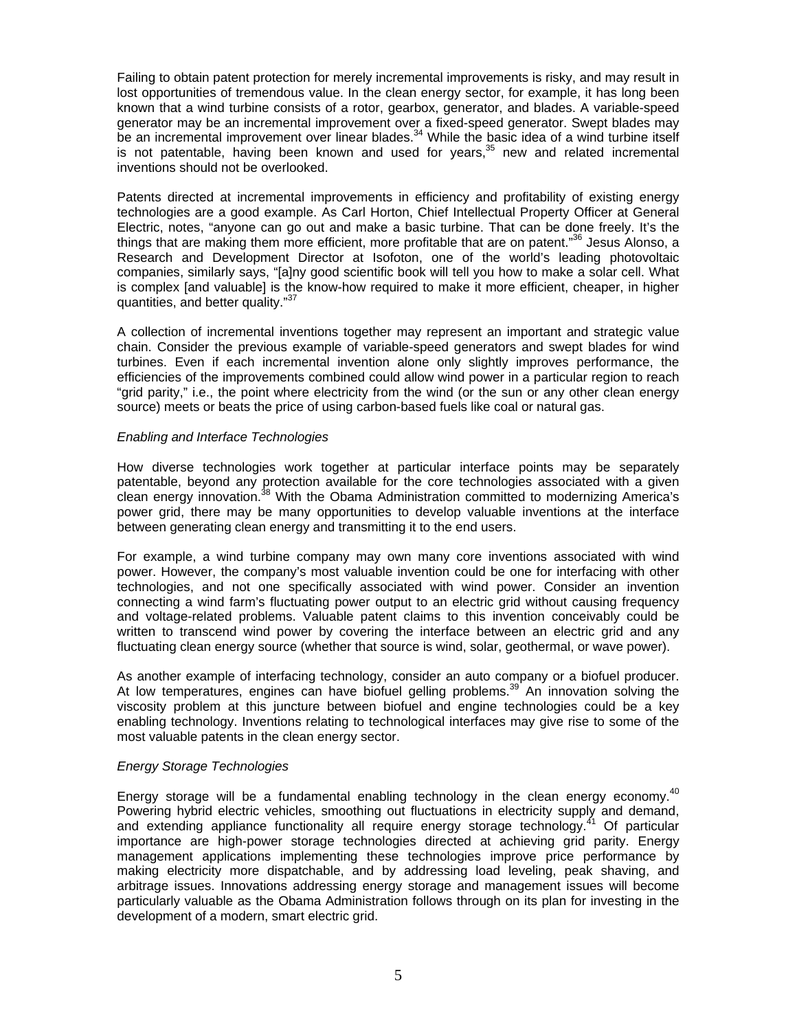Failing to obtain patent protection for merely incremental improvements is risky, and may result in lost opportunities of tremendous value. In the clean energy sector, for example, it has long been known that a wind turbine consists of a rotor, gearbox, generator, and blades. A variable-speed generator may be an incremental improvement over a fixed-speed generator. Swept blades may be an incremental improvement over linear blades.[34] While the basic idea of a wind turbine itself is not patentable, having been known and used for years,[35] new and related incremental inventions should not be overlooked.

Patents directed at incremental improvements in efficiency and profitability of existing energy technologies are a good example. As Carl Horton, Chief Intellectual Property Officer at General Electric, notes, "anyone can go out and make a basic turbine. That can be done freely. It's the things that are making them more efficient, more profitable that are on patent."[36] Jesus Alonso, a Research and Development Director at Isofoton, one of the world's leading photovoltaic companies, similarly says, "[a]ny good scientific book will tell you how to make a solar cell. What is complex [and valuable] is the know-how required to make it more efficient, cheaper, in higher quantities, and better quality."[37]

A collection of incremental inventions together may represent an important and strategic value chain. Consider the previous example of variable-speed generators and swept blades for wind turbines. Even if each incremental invention alone only slightly improves performance, the efficiencies of the improvements combined could allow wind power in a particular region to reach "grid parity," i.e., the point where electricity from the wind (or the sun or any other clean energy source) meets or beats the price of using carbon-based fuels like coal or natural gas.

*Enabling and Interface Technologies*

How diverse technologies work together at particular interface points may be separately patentable, beyond any protection available for the core technologies associated with a given clean energy innovation.[38] With the Obama Administration committed to modernizing America's power grid, there may be many opportunities to develop valuable inventions at the interface between generating clean energy and transmitting it to the end users.

For example, a wind turbine company may own many core inventions associated with wind power. However, the company's most valuable invention could be one for interfacing with other technologies, and not one specifically associated with wind power. Consider an invention connecting a wind farm's fluctuating power output to an electric grid without causing frequency and voltage-related problems. Valuable patent claims to this invention conceivably could be written to transcend wind power by covering the interface between an electric grid and any fluctuating clean energy source (whether that source is wind, solar, geothermal, or wave power).

As another example of interfacing technology, consider an auto company or a biofuel producer. At low temperatures, engines can have biofuel gelling problems.[39] An innovation solving the viscosity problem at this juncture between biofuel and engine technologies could be a key enabling technology. Inventions relating to technological interfaces may give rise to some of the most valuable patents in the clean energy sector.

*Energy Storage Technologies*

Energy storage will be a fundamental enabling technology in the clean energy economy.[40] Powering hybrid electric vehicles, smoothing out fluctuations in electricity supply and demand, and extending appliance functionality all require energy storage technology.[41] Of particular importance are high-power storage technologies directed at achieving grid parity. Energy management applications implementing these technologies improve price performance by making electricity more dispatchable, and by addressing load leveling, peak shaving, and arbitrage issues. Innovations addressing energy storage and management issues will become particularly valuable as the Obama Administration follows through on its plan for investing in the development of a modern, smart electric grid.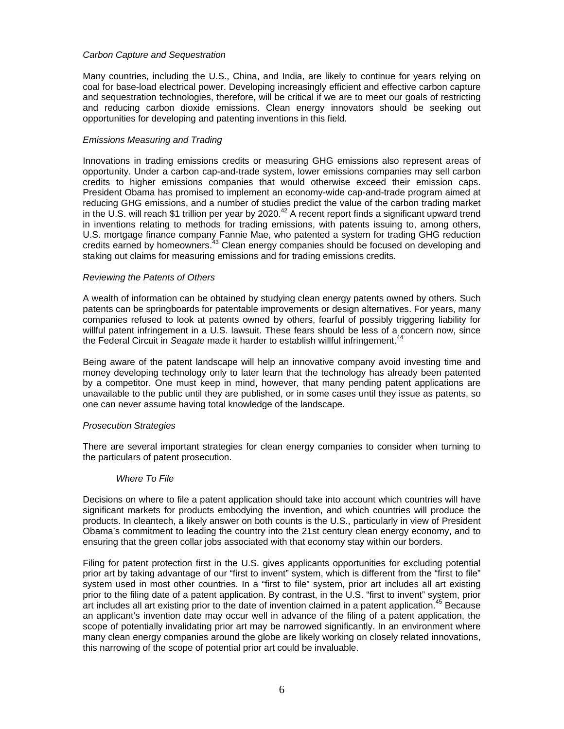*Carbon Capture and Sequestration*

Many countries, including the U.S., China, and India, are likely to continue for years relying on coal for base-load electrical power. Developing increasingly efficient and effective carbon capture and sequestration technologies, therefore, will be critical if we are to meet our goals of restricting and reducing carbon dioxide emissions. Clean energy innovators should be seeking out opportunities for developing and patenting inventions in this field.

*Emissions Measuring and Trading*

Innovations in trading emissions credits or measuring GHG emissions also represent areas of opportunity. Under a carbon cap-and-trade system, lower emissions companies may sell carbon credits to higher emissions companies that would otherwise exceed their emission caps. President Obama has promised to implement an economy-wide cap-and-trade program aimed at reducing GHG emissions, and a number of studies predict the value of the carbon trading market in the U.S. will reach $1 trillion per year by 2020.[42] A recent report finds a significant upward trend in inventions relating to methods for trading emissions, with patents issuing to, among others, U.S. mortgage finance company Fannie Mae, who patented a system for trading GHG reduction credits earned by homeowners.[43] Clean energy companies should be focused on developing and staking out claims for measuring emissions and for trading emissions credits.

*Reviewing the Patents of Others*

A wealth of information can be obtained by studying clean energy patents owned by others. Such patents can be springboards for patentable improvements or design alternatives. For years, many companies refused to look at patents owned by others, fearful of possibly triggering liability for willful patent infringement in a U.S. lawsuit. These fears should be less of a concern now, since the Federal Circuit in *Seagate* made it harder to establish willful infringement.[44]

Being aware of the patent landscape will help an innovative company avoid investing time and money developing technology only to later learn that the technology has already been patented by a competitor. One must keep in mind, however, that many pending patent applications are unavailable to the public until they are published, or in some cases until they issue as patents, so one can never assume having total knowledge of the landscape.

*Prosecution Strategies*

There are several important strategies for clean energy companies to consider when turning to the particulars of patent prosecution.

*Where To File*

Decisions on where to file a patent application should take into account which countries will have significant markets for products embodying the invention, and which countries will produce the products. In cleantech, a likely answer on both counts is the U.S., particularly in view of President Obama's commitment to leading the country into the 21st century clean energy economy, and to ensuring that the green collar jobs associated with that economy stay within our borders.

Filing for patent protection first in the U.S. gives applicants opportunities for excluding potential prior art by taking advantage of our "first to invent" system, which is different from the "first to file" system used in most other countries. In a "first to file" system, prior art includes all art existing prior to the filing date of a patent application. By contrast, in the U.S. "first to invent" system, prior art includes all art existing prior to the date of invention claimed in a patent application.[45] Because an applicant's invention date may occur well in advance of the filing of a patent application, the scope of potentially invalidating prior art may be narrowed significantly. In an environment where many clean energy companies around the globe are likely working on closely related innovations, this narrowing of the scope of potential prior art could be invaluable.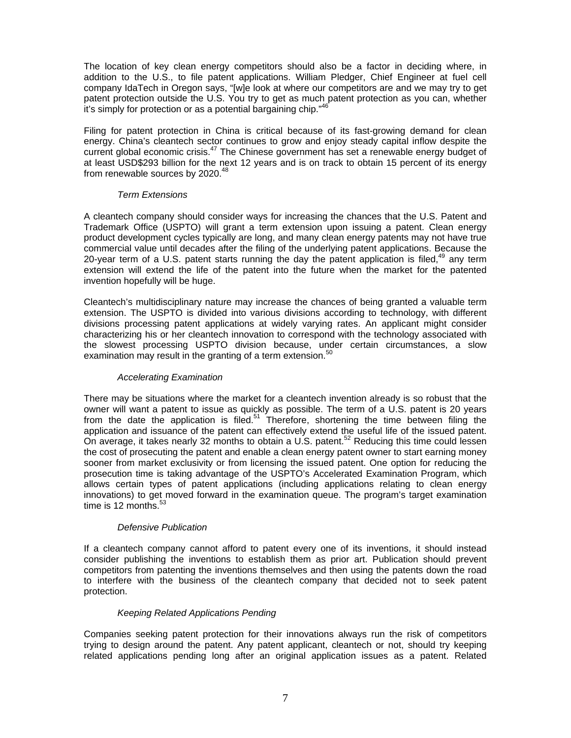The location of key clean energy competitors should also be a factor in deciding where, in addition to the U.S., to file patent applications. William Pledger, Chief Engineer at fuel cell company IdaTech in Oregon says, "[w]e look at where our competitors are and we may try to get patent protection outside the U.S. You try to get as much patent protection as you can, whether it's simply for protection or as a potential bargaining chip."[46]

Filing for patent protection in China is critical because of its fast-growing demand for clean energy. China's cleantech sector continues to grow and enjoy steady capital inflow despite the current global economic crisis.[47] The Chinese government has set a renewable energy budget of at least USD$293 billion for the next 12 years and is on track to obtain 15 percent of its energy from renewable sources by 2020.[48]

*Term Extensions*

A cleantech company should consider ways for increasing the chances that the U.S. Patent and Trademark Office (USPTO) will grant a term extension upon issuing a patent. Clean energy product development cycles typically are long, and many clean energy patents may not have true commercial value until decades after the filing of the underlying patent applications. Because the 20-year term of a U.S. patent starts running the day the patent application is filed,[49] any term extension will extend the life of the patent into the future when the market for the patented invention hopefully will be huge.

Cleantech's multidisciplinary nature may increase the chances of being granted a valuable term extension. The USPTO is divided into various divisions according to technology, with different divisions processing patent applications at widely varying rates. An applicant might consider characterizing his or her cleantech innovation to correspond with the technology associated with the slowest processing USPTO division because, under certain circumstances, a slow examination may result in the granting of a term extension.[50]

*Accelerating Examination*

There may be situations where the market for a cleantech invention already is so robust that the owner will want a patent to issue as quickly as possible. The term of a U.S. patent is 20 years from the date the application is filed.[51] Therefore, shortening the time between filing the application and issuance of the patent can effectively extend the useful life of the issued patent. On average, it takes nearly 32 months to obtain a U.S. patent.[52] Reducing this time could lessen the cost of prosecuting the patent and enable a clean energy patent owner to start earning money sooner from market exclusivity or from licensing the issued patent. One option for reducing the prosecution time is taking advantage of the USPTO's Accelerated Examination Program, which allows certain types of patent applications (including applications relating to clean energy innovations) to get moved forward in the examination queue. The program's target examination time is 12 months.[53]

*Defensive Publication*

If a cleantech company cannot afford to patent every one of its inventions, it should instead consider publishing the inventions to establish them as prior art. Publication should prevent competitors from patenting the inventions themselves and then using the patents down the road to interfere with the business of the cleantech company that decided not to seek patent protection.

*Keeping Related Applications Pending*

Companies seeking patent protection for their innovations always run the risk of competitors trying to design around the patent. Any patent applicant, cleantech or not, should try keeping related applications pending long after an original application issues as a patent. Related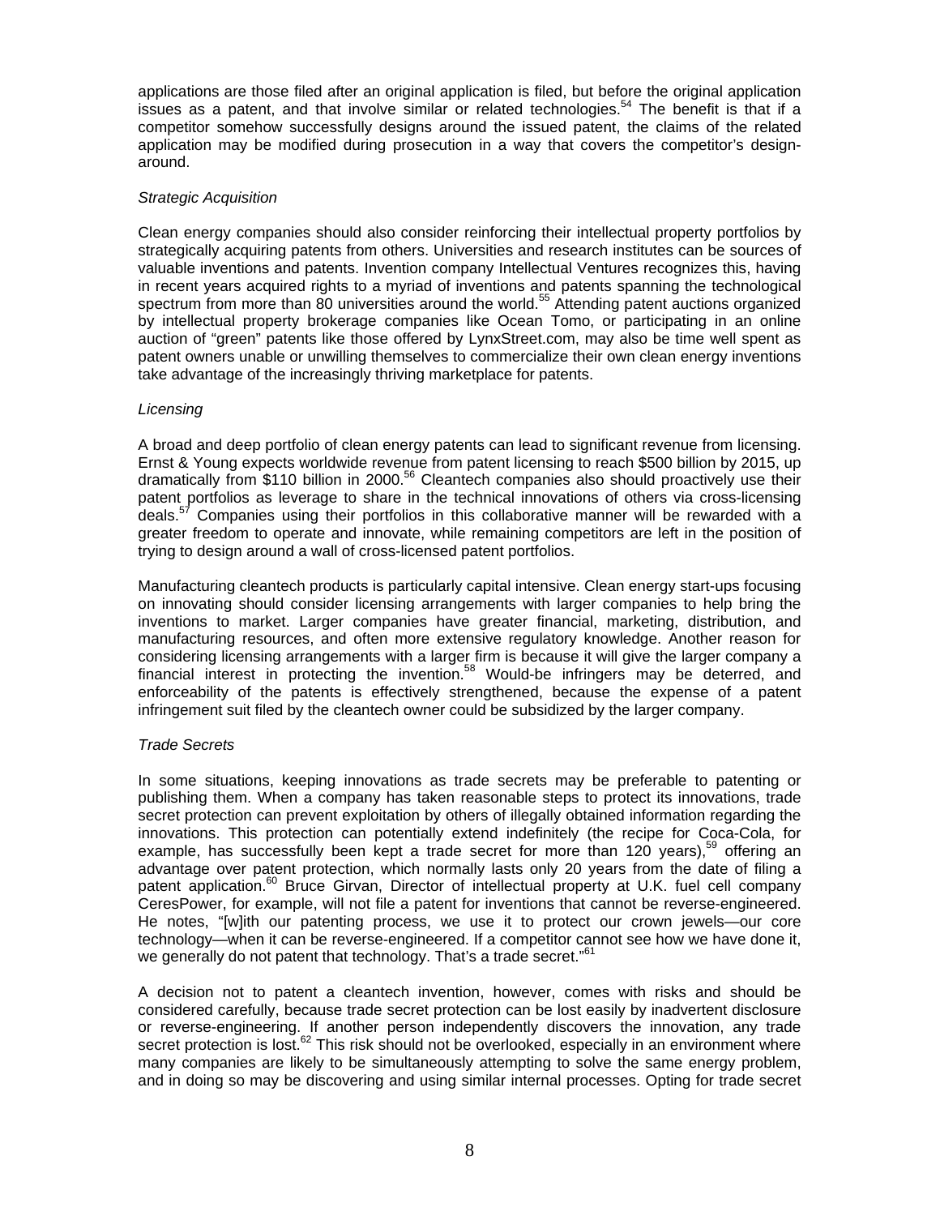applications are those filed after an original application is filed, but before the original application issues as a patent, and that involve similar or related technologies.[54] The benefit is that if a competitor somehow successfully designs around the issued patent, the claims of the related application may be modified during prosecution in a way that covers the competitor's design-around.

*Strategic Acquisition*

Clean energy companies should also consider reinforcing their intellectual property portfolios by strategically acquiring patents from others. Universities and research institutes can be sources of valuable inventions and patents. Invention company Intellectual Ventures recognizes this, having in recent years acquired rights to a myriad of inventions and patents spanning the technological spectrum from more than 80 universities around the world.[55] Attending patent auctions organized by intellectual property brokerage companies like Ocean Tomo, or participating in an online auction of "green" patents like those offered by LynxStreet.com, may also be time well spent as patent owners unable or unwilling themselves to commercialize their own clean energy inventions take advantage of the increasingly thriving marketplace for patents.

*Licensing*

A broad and deep portfolio of clean energy patents can lead to significant revenue from licensing. Ernst & Young expects worldwide revenue from patent licensing to reach $500 billion by 2015, up dramatically from $110 billion in 2000.[56] Cleantech companies also should proactively use their patent portfolios as leverage to share in the technical innovations of others via cross-licensing deals.[57] Companies using their portfolios in this collaborative manner will be rewarded with a greater freedom to operate and innovate, while remaining competitors are left in the position of trying to design around a wall of cross-licensed patent portfolios.

Manufacturing cleantech products is particularly capital intensive. Clean energy start-ups focusing on innovating should consider licensing arrangements with larger companies to help bring the inventions to market. Larger companies have greater financial, marketing, distribution, and manufacturing resources, and often more extensive regulatory knowledge. Another reason for considering licensing arrangements with a larger firm is because it will give the larger company a financial interest in protecting the invention.[58] Would-be infringers may be deterred, and enforceability of the patents is effectively strengthened, because the expense of a patent infringement suit filed by the cleantech owner could be subsidized by the larger company.

*Trade Secrets*

In some situations, keeping innovations as trade secrets may be preferable to patenting or publishing them. When a company has taken reasonable steps to protect its innovations, trade secret protection can prevent exploitation by others of illegally obtained information regarding the innovations. This protection can potentially extend indefinitely (the recipe for Coca-Cola, for example, has successfully been kept a trade secret for more than 120 years),[59] offering an advantage over patent protection, which normally lasts only 20 years from the date of filing a patent application.[60] Bruce Girvan, Director of intellectual property at U.K. fuel cell company CeresPower, for example, will not file a patent for inventions that cannot be reverse-engineered. He notes, "[w]ith our patenting process, we use it to protect our crown jewels—our core technology—when it can be reverse-engineered. If a competitor cannot see how we have done it, we generally do not patent that technology. That's a trade secret."[61]

A decision not to patent a cleantech invention, however, comes with risks and should be considered carefully, because trade secret protection can be lost easily by inadvertent disclosure or reverse-engineering. If another person independently discovers the innovation, any trade secret protection is lost.[62] This risk should not be overlooked, especially in an environment where many companies are likely to be simultaneously attempting to solve the same energy problem, and in doing so may be discovering and using similar internal processes. Opting for trade secret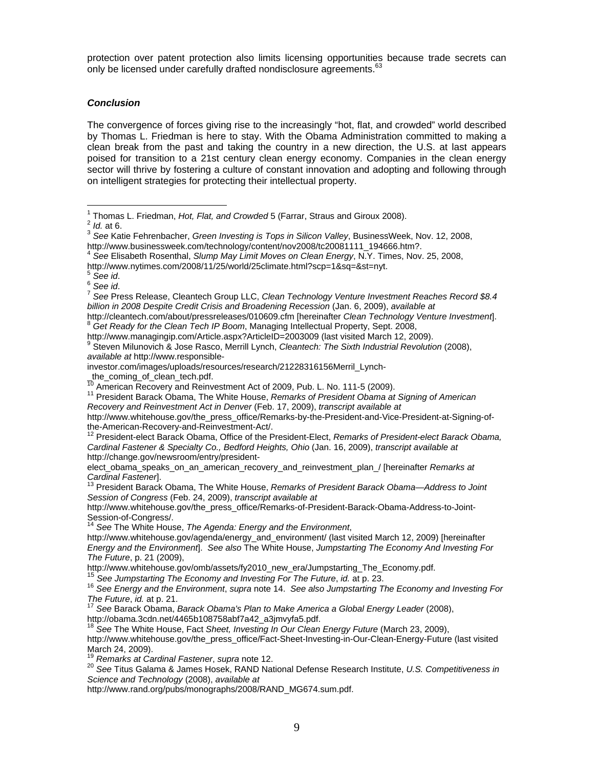protection over patent protection also limits licensing opportunities because trade secrets can only be licensed under carefully drafted nondisclosure agreements.[63]

***Conclusion***

The convergence of forces giving rise to the increasingly "hot, flat, and crowded" world described by Thomas L. Friedman is here to stay. With the Obama Administration committed to making a clean break from the past and taking the country in a new direction, the U.S. at last appears poised for transition to a 21st century clean energy economy. Companies in the clean energy sector will thrive by fostering a culture of constant innovation and adopting and following through on intelligent strategies for protecting their intellectual property.

---

[1] Thomas L. Friedman, *Hot, Flat, and Crowded* 5 (Farrar, Straus and Giroux 2008).

[2] *Id.* at 6.

[3] *See* Katie Fehrenbacher, *Green Investing is Tops in Silicon Valley*, BusinessWeek, Nov. 12, 2008, http://www.businessweek.com/technology/content/nov2008/tc20081111_194666.htm?.

[4] *See* Elisabeth Rosenthal, *Slump May Limit Moves on Clean Energy*, N.Y. Times, Nov. 25, 2008, http://www.nytimes.com/2008/11/25/world/25climate.html?scp=1&sq=&st=nyt.

[5] *See id*.

[6] *See id*.

[7] *See* Press Release, Cleantech Group LLC, *Clean Technology Venture Investment Reaches Record $8.4 billion in 2008 Despite Credit Crisis and Broadening Recession* (Jan. 6, 2009), *available at* http://cleantech.com/about/pressreleases/010609.cfm [hereinafter *Clean Technology Venture Investment*].

[8] *Get Ready for the Clean Tech IP Boom*, Managing Intellectual Property, Sept. 2008, http://www.managingip.com/Article.aspx?ArticleID=2003009 (last visited March 12, 2009).

[9] Steven Milunovich & Jose Rasco, Merrill Lynch, *Cleantech: The Sixth Industrial Revolution* (2008), *available at* http://www.responsible-investor.com/images/uploads/resources/research/21228316156Merril_Lynch-_the_coming_of_clean_tech.pdf.

[10] American Recovery and Reinvestment Act of 2009, Pub. L. No. 111-5 (2009).

[11] President Barack Obama, The White House, *Remarks of President Obama at Signing of American Recovery and Reinvestment Act in Denver* (Feb. 17, 2009), *transcript available at* http://www.whitehouse.gov/the_press_office/Remarks-by-the-President-and-Vice-President-at-Signing-of-the-American-Recovery-and-Reinvestment-Act/.

[12] President-elect Barack Obama, Office of the President-Elect, *Remarks of President-elect Barack Obama, Cardinal Fastener & Specialty Co., Bedford Heights, Ohio* (Jan. 16, 2009), *transcript available at* http://change.gov/newsroom/entry/president-elect_obama_speaks_on_an_american_recovery_and_reinvestment_plan_/ [hereinafter *Remarks at Cardinal Fastener*].

[13] President Barack Obama, The White House, *Remarks of President Barack Obama—Address to Joint Session of Congress* (Feb. 24, 2009), *transcript available at* http://www.whitehouse.gov/the_press_office/Remarks-of-President-Barack-Obama-Address-to-Joint-Session-of-Congress/.

[14] *See* The White House, *The Agenda: Energy and the Environment*, http://www.whitehouse.gov/agenda/energy_and_environment/ (last visited March 12, 2009) [hereinafter *Energy and the Environment*]. *See also* The White House, *Jumpstarting The Economy And Investing For The Future*, p. 21 (2009), http://www.whitehouse.gov/omb/assets/fy2010_new_era/Jumpstarting_The_Economy.pdf.

[15] *See Jumpstarting The Economy and Investing For The Future*, *id.* at p. 23.

[16] *See Energy and the Environment*, *supra* note 14. *See also Jumpstarting The Economy and Investing For The Future*, *id.* at p. 21.

[17] *See* Barack Obama, *Barack Obama's Plan to Make America a Global Energy Leader* (2008), http://obama.3cdn.net/4465b108758abf7a42_a3jmvyfa5.pdf.

[18] *See* The White House, Fact *Sheet, Investing In Our Clean Energy Future* (March 23, 2009), http://www.whitehouse.gov/the_press_office/Fact-Sheet-Investing-in-Our-Clean-Energy-Future (last visited March 24, 2009).

[19] *Remarks at Cardinal Fastener*, *supra* note 12.

[20] *See* Titus Galama & James Hosek, RAND National Defense Research Institute, *U.S. Competitiveness in Science and Technology* (2008), *available at* http://www.rand.org/pubs/monographs/2008/RAND_MG674.sum.pdf.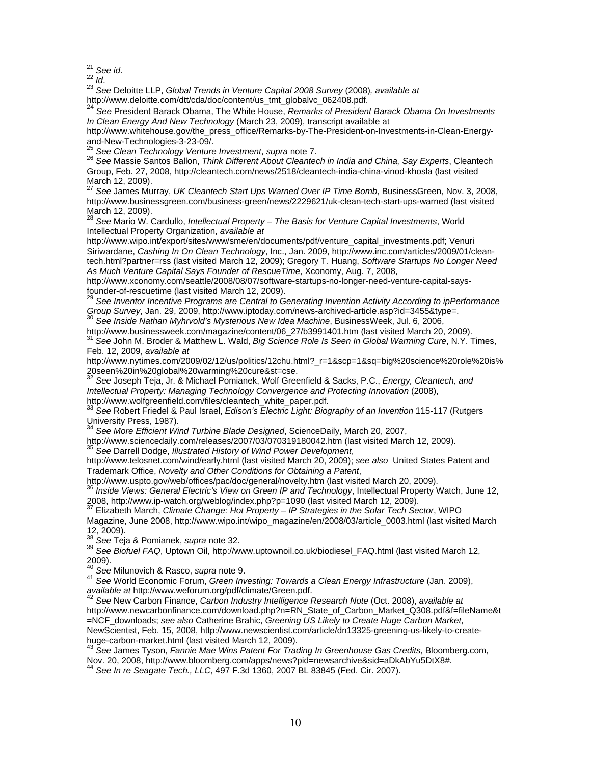[21] *See id*.

[22] *Id*.

[23] *See* Deloitte LLP, *Global Trends in Venture Capital 2008 Survey* (2008)*, available at* http://www.deloitte.com/dtt/cda/doc/content/us_tmt_globalvc_062408.pdf.

[24] *See* President Barack Obama, The White House, *Remarks of President Barack Obama On Investments In Clean Energy And New Technology* (March 23, 2009), transcript available at http://www.whitehouse.gov/the_press_office/Remarks-by-The-President-on-Investments-in-Clean-Energy-and-New-Technologies-3-23-09/.

[25] *See Clean Technology Venture Investment*, *supra* note 7.

[26] *See* Massie Santos Ballon, *Think Different About Cleantech in India and China, Say Experts*, Cleantech Group, Feb. 27, 2008, http://cleantech.com/news/2518/cleantech-india-china-vinod-khosla (last visited March 12, 2009).

[27] *See* James Murray, *UK Cleantech Start Ups Warned Over IP Time Bomb*, BusinessGreen, Nov. 3, 2008, http://www.businessgreen.com/business-green/news/2229621/uk-clean-tech-start-ups-warned (last visited March 12, 2009).

[28] *See* Mario W. Cardullo, *Intellectual Property – The Basis for Venture Capital Investments*, World Intellectual Property Organization, *available at* http://www.wipo.int/export/sites/www/sme/en/documents/pdf/venture_capital_investments.pdf; Venuri Siriwardane, *Cashing In On Clean Technology*, Inc., Jan. 2009, http://www.inc.com/articles/2009/01/clean-tech.html?partner=rss (last visited March 12, 2009); Gregory T. Huang, *Software Startups No Longer Need As Much Venture Capital Says Founder of RescueTime*, Xconomy, Aug. 7, 2008, http://www.xconomy.com/seattle/2008/08/07/software-startups-no-longer-need-venture-capital-says-founder-of-rescuetime (last visited March 12, 2009).

[29] *See Inventor Incentive Programs are Central to Generating Invention Activity According to ipPerformance Group Survey*, Jan. 29, 2009, http://www.iptoday.com/news-archived-article.asp?id=3455&type=.

[30] *See Inside Nathan Myhrvold's Mysterious New Idea Machine*, BusinessWeek, Jul. 6, 2006, http://www.businessweek.com/magazine/content/06_27/b3991401.htm (last visited March 20, 2009).

[31] *See* John M. Broder & Matthew L. Wald, *Big Science Role Is Seen In Global Warming Cure*, N.Y. Times, Feb. 12, 2009, *available at* http://www.nytimes.com/2009/02/12/us/politics/12chu.html?_r=1&scp=1&sq=big%20science%20role%20is%20seen%20in%20global%20warming%20cure&st=cse.

[32] *See* Joseph Teja, Jr. & Michael Pomianek, Wolf Greenfield & Sacks, P.C., *Energy, Cleantech, and Intellectual Property: Managing Technology Convergence and Protecting Innovation* (2008), http://www.wolfgreenfield.com/files/cleantech_white_paper.pdf.

[33] *See* Robert Friedel & Paul Israel, *Edison's Electric Light: Biography of an Invention* 115-117 (Rutgers University Press, 1987).

[34] *See More Efficient Wind Turbine Blade Designed*, ScienceDaily, March 20, 2007, http://www.sciencedaily.com/releases/2007/03/070319180042.htm (last visited March 12, 2009).

[35] *See* Darrell Dodge, *Illustrated History of Wind Power Development*, http://www.telosnet.com/wind/early.html (last visited March 20, 2009); *see also* United States Patent and Trademark Office, *Novelty and Other Conditions for Obtaining a Patent*, http://www.uspto.gov/web/offices/pac/doc/general/novelty.htm (last visited March 20, 2009).

[36] *Inside Views: General Electric's View on Green IP and Technology*, Intellectual Property Watch, June 12, 2008, http://www.ip-watch.org/weblog/index.php?p=1090 (last visited March 12, 2009).

[37] Elizabeth March, *Climate Change: Hot Property – IP Strategies in the Solar Tech Sector*, WIPO Magazine, June 2008, http://www.wipo.int/wipo_magazine/en/2008/03/article_0003.html (last visited March 12, 2009).

[38] *See* Teja & Pomianek, *supra* note 32.

[39] *See Biofuel FAQ*, Uptown Oil, http://www.uptownoil.co.uk/biodiesel_FAQ.html (last visited March 12, 2009).

[40] *See* Milunovich & Rasco, *supra* note 9.

[41] *See* World Economic Forum, *Green Investing: Towards a Clean Energy Infrastructure* (Jan. 2009), *available at* http://www.weforum.org/pdf/climate/Green.pdf.

[42] *See* New Carbon Finance, *Carbon Industry Intelligence Research Note* (Oct. 2008), *available at* http://www.newcarbonfinance.com/download.php?n=RN_State_of_Carbon_Market_Q308.pdf&f=fileName&t=NCF_downloads; *see also* Catherine Brahic, *Greening US Likely to Create Huge Carbon Market*, NewScientist, Feb. 15, 2008, http://www.newscientist.com/article/dn13325-greening-us-likely-to-create-huge-carbon-market.html (last visited March 12, 2009).

[43] *See* James Tyson, *Fannie Mae Wins Patent For Trading In Greenhouse Gas Credits*, Bloomberg.com, Nov. 20, 2008, http://www.bloomberg.com/apps/news?pid=newsarchive&sid=aDkAbYu5DtX8#.

[44] *See In re Seagate Tech., LLC*, 497 F.3d 1360, 2007 BL 83845 (Fed. Cir. 2007).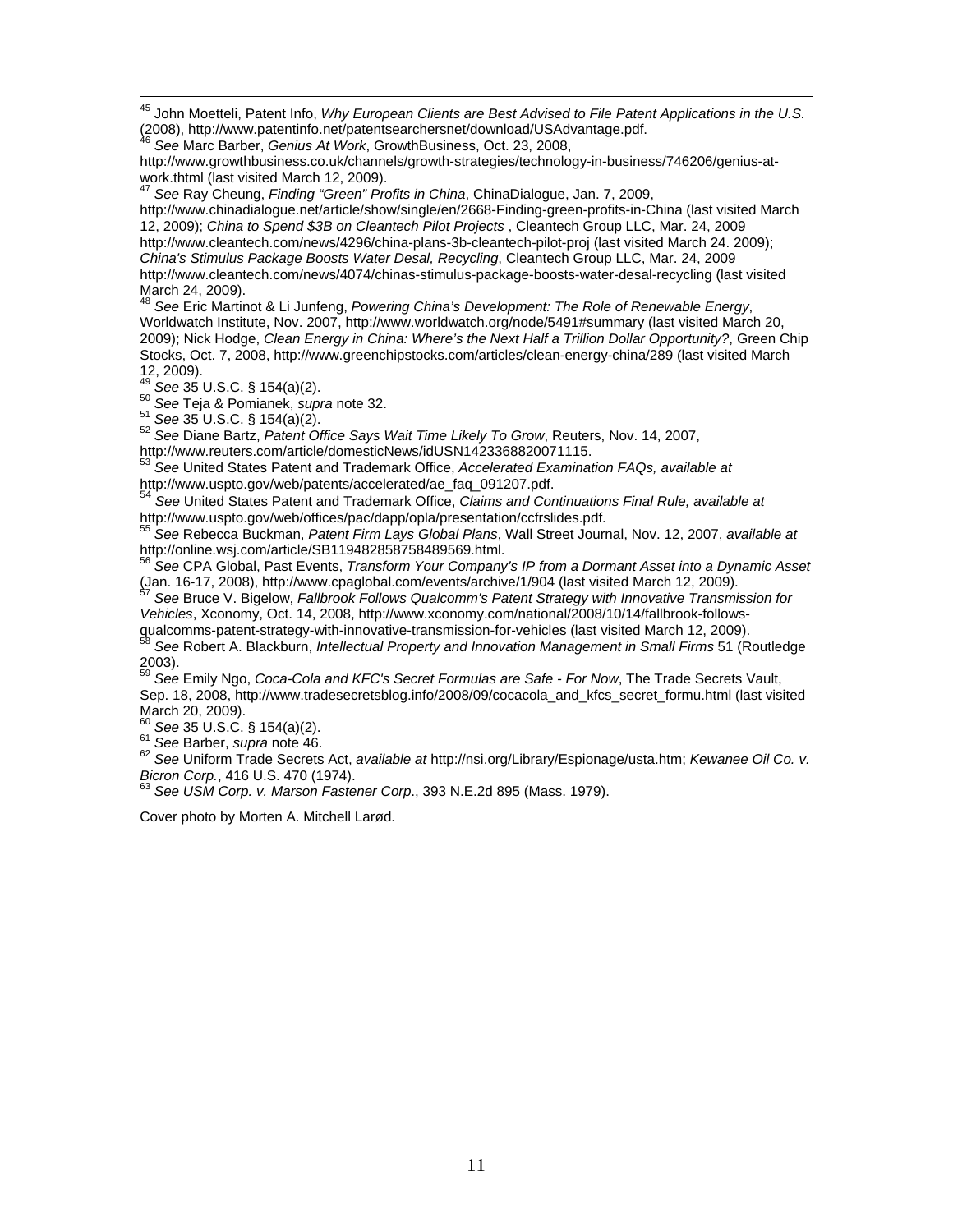[45] John Moetteli, Patent Info, *Why European Clients are Best Advised to File Patent Applications in the U.S.* (2008), http://www.patentinfo.net/patentsearchersnet/download/USAdvantage.pdf.

[46] *See* Marc Barber, *Genius At Work*, GrowthBusiness, Oct. 23, 2008, http://www.growthbusiness.co.uk/channels/growth-strategies/technology-in-business/746206/genius-at-work.thtml (last visited March 12, 2009).

[47] *See* Ray Cheung, *Finding "Green" Profits in China*, ChinaDialogue, Jan. 7, 2009, http://www.chinadialogue.net/article/show/single/en/2668-Finding-green-profits-in-China (last visited March 12, 2009); *China to Spend $3B on Cleantech Pilot Projects* , Cleantech Group LLC, Mar. 24, 2009 http://www.cleantech.com/news/4296/china-plans-3b-cleantech-pilot-proj (last visited March 24. 2009); *China's Stimulus Package Boosts Water Desal, Recycling*, Cleantech Group LLC, Mar. 24, 2009 http://www.cleantech.com/news/4074/chinas-stimulus-package-boosts-water-desal-recycling (last visited March 24, 2009).

[48] *See* Eric Martinot & Li Junfeng, *Powering China's Development: The Role of Renewable Energy*, Worldwatch Institute, Nov. 2007, http://www.worldwatch.org/node/5491#summary (last visited March 20, 2009); Nick Hodge, *Clean Energy in China: Where's the Next Half a Trillion Dollar Opportunity?*, Green Chip Stocks, Oct. 7, 2008, http://www.greenchipstocks.com/articles/clean-energy-china/289 (last visited March 12, 2009).

[49] *See* 35 U.S.C. § 154(a)(2).

[50] *See* Teja & Pomianek, *supra* note 32.

[51] *See* 35 U.S.C. § 154(a)(2).

[52] *See* Diane Bartz, *Patent Office Says Wait Time Likely To Grow*, Reuters, Nov. 14, 2007, http://www.reuters.com/article/domesticNews/idUSN1423368820071115.

[53] *See* United States Patent and Trademark Office, *Accelerated Examination FAQs, available at* http://www.uspto.gov/web/patents/accelerated/ae_faq_091207.pdf.

[54] *See* United States Patent and Trademark Office, *Claims and Continuations Final Rule, available at* http://www.uspto.gov/web/offices/pac/dapp/opla/presentation/ccfrslides.pdf.

[55] *See* Rebecca Buckman, *Patent Firm Lays Global Plans*, Wall Street Journal, Nov. 12, 2007, *available at* http://online.wsj.com/article/SB119482858758489569.html.

[56] *See* CPA Global, Past Events, *Transform Your Company's IP from a Dormant Asset into a Dynamic Asset* (Jan. 16-17, 2008), http://www.cpaglobal.com/events/archive/1/904 (last visited March 12, 2009).

[57] *See* Bruce V. Bigelow, *Fallbrook Follows Qualcomm's Patent Strategy with Innovative Transmission for Vehicles*, Xconomy, Oct. 14, 2008, http://www.xconomy.com/national/2008/10/14/fallbrook-follows-qualcomms-patent-strategy-with-innovative-transmission-for-vehicles (last visited March 12, 2009).

[58] *See* Robert A. Blackburn, *Intellectual Property and Innovation Management in Small Firms* 51 (Routledge 2003).

[59] *See* Emily Ngo, *Coca-Cola and KFC's Secret Formulas are Safe - For Now*, The Trade Secrets Vault, Sep. 18, 2008, http://www.tradesecretsblog.info/2008/09/cocacola_and_kfcs_secret_formu.html (last visited March 20, 2009).

[60] *See* 35 U.S.C. § 154(a)(2).

[61] *See* Barber, *supra* note 46.

[62] *See* Uniform Trade Secrets Act, *available at* http://nsi.org/Library/Espionage/usta.htm; *Kewanee Oil Co. v. Bicron Corp.*, 416 U.S. 470 (1974).

[63] *See USM Corp. v. Marson Fastener Corp*., 393 N.E.2d 895 (Mass. 1979).

Cover photo by Morten A. Mitchell Larød.